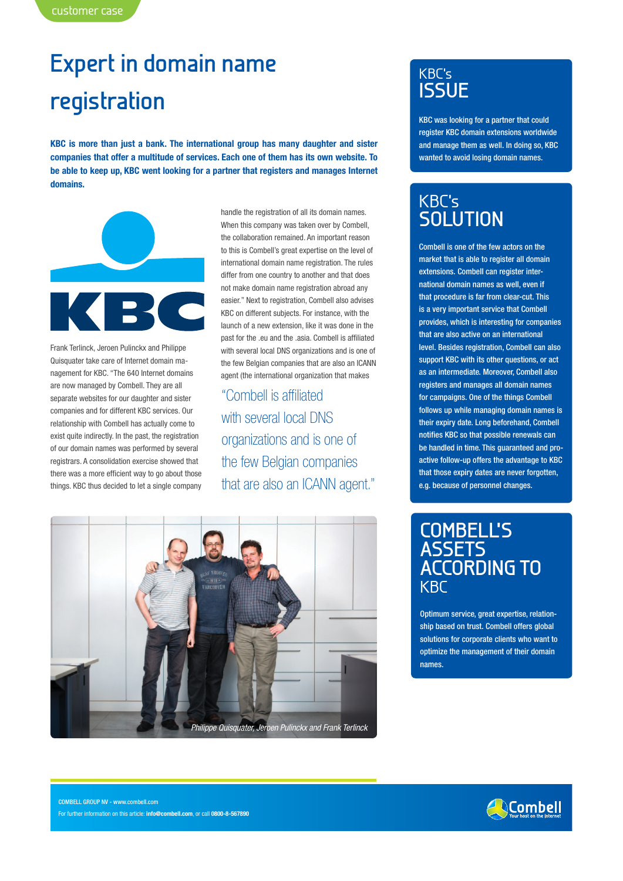customer case

# Expert in domain name registration

**KBC is more than just a bank. The international group has many daughter and sister companies that offer a multitude of services. Each one of them has its own website. To be able to keep up, KBC went looking for a partner that registers and manages Internet domains.**

Frank Terlinck, Jeroen Pulinckx and Philippe Quisquater take care of Internet domain management for KBC. "The 640 Internet domains are now managed by Combell. They are all separate websites for our daughter and sister companies and for different KBC services. Our relationship with Combell has actually come to exist quite indirectly. In the past, the registration of our domain names was performed by several registrars. A consolidation exercise showed that there was a more efficient way to go about those things. KBC thus decided to let a single company handle the registration of all its domain names. When this company was taken over by Combell, the collaboration remained. An important reason to this is Combell's great expertise on the level of international domain name registration. The rules differ from one country to another and that does not make domain name registration abroad any easier." Next to registration, Combell also advises KBC on different subjects. For instance, with the launch of a new extension, like it was done in the past for the .eu and the .asia. Combell is affiliated with several local DNS organizations and is one of the few Belgian companies that are also an ICANN agent (the international organization that makes

> "Combell is affiliated with several local DNS organizations and is one of the few Belgian companies that are also an ICANN agent."

*Philippe Quisquater, Jeroen Pulinckx and Frank Terlinck*

## KBC's ISSUE

KBC was looking for a partner that could register KBC domain extensions worldwide and manage them as well. In doing so, KBC wanted to avoid losing domain names.

## KBC's SOLUTION

Combell is one of the few actors on the market that is able to register all domain extensions. Combell can register international domain names as well, even if that procedure is far from clear-cut. This is a very important service that Combell provides, which is interesting for companies that are also active on an international level. Besides registration, Combell can also support KBC with its other questions, or act as an intermediate. Moreover, Combell also registers and manages all domain names for campaigns. One of the things Combell follows up while managing domain names is their expiry date. Long beforehand, Combell notifies KBC so that possible renewals can be handled in time. This guaranteed and proactive follow-up offers the advantage to KBC that those expiry dates are never forgotten, e.g. because of personnel changes.

## COMBELL'S ASSETS ACCORDING TO KBC

Optimum service, great expertise, relationship based on trust. Combell offers global solutions for corporate clients who want to optimize the management of their domain names.

COMBELL GROUP NV - www.combell.com
For further information on this article: **info@combell.com**, or call **0800-8-567890**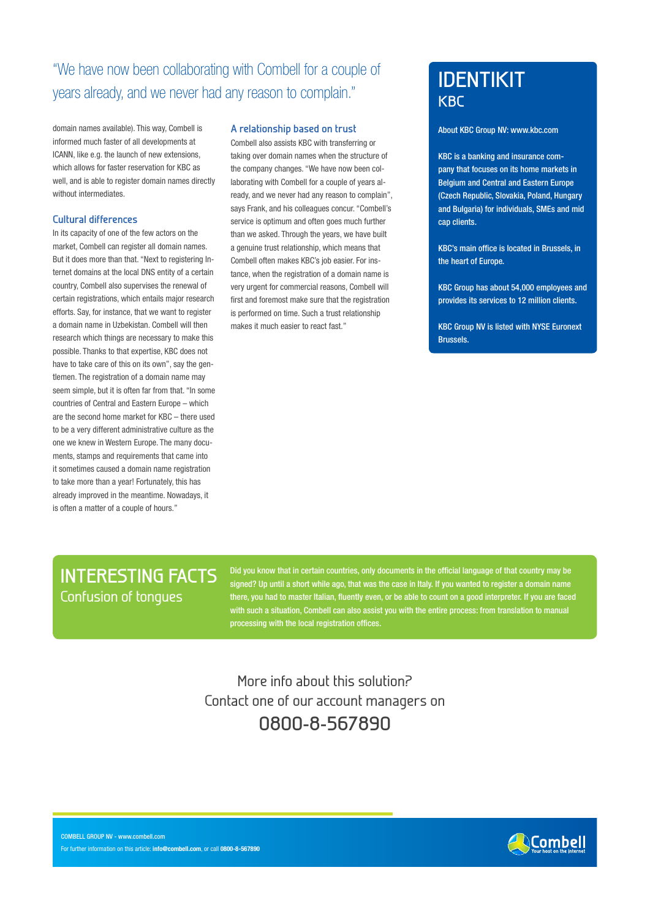"We have now been collaborating with Combell for a couple of years already, and we never had any reason to complain."

domain names available). This way, Combell is informed much faster of all developments at ICANN, like e.g. the launch of new extensions, which allows for faster reservation for KBC as well, and is able to register domain names directly without intermediates.

### Cultural differences

In its capacity of one of the few actors on the market, Combell can register all domain names. But it does more than that. "Next to registering Internet domains at the local DNS entity of a certain country, Combell also supervises the renewal of certain registrations, which entails major research efforts. Say, for instance, that we want to register a domain name in Uzbekistan. Combell will then research which things are necessary to make this possible. Thanks to that expertise, KBC does not have to take care of this on its own", say the gentlemen. The registration of a domain name may seem simple, but it is often far from that. "In some countries of Central and Eastern Europe – which are the second home market for KBC – there used to be a very different administrative culture as the one we knew in Western Europe. The many documents, stamps and requirements that came into it sometimes caused a domain name registration to take more than a year! Fortunately, this has already improved in the meantime. Nowadays, it is often a matter of a couple of hours."

### A relationship based on trust

Combell also assists KBC with transferring or taking over domain names when the structure of the company changes. "We have now been collaborating with Combell for a couple of years already, and we never had any reason to complain", says Frank, and his colleagues concur. "Combell's service is optimum and often goes much further than we asked. Through the years, we have built a genuine trust relationship, which means that Combell often makes KBC's job easier. For instance, when the registration of a domain name is very urgent for commercial reasons, Combell will first and foremost make sure that the registration is performed on time. Such a trust relationship makes it much easier to react fast."

## IDENTIKIT
### KBC

About KBC Group NV: www.kbc.com

KBC is a banking and insurance company that focuses on its home markets in Belgium and Central and Eastern Europe (Czech Republic, Slovakia, Poland, Hungary and Bulgaria) for individuals, SMEs and mid cap clients.

KBC's main office is located in Brussels, in the heart of Europe.

KBC Group has about 54,000 employees and provides its services to 12 million clients.

KBC Group NV is listed with NYSE Euronext Brussels.

## INTERESTING FACTS
### Confusion of tongues

Did you know that in certain countries, only documents in the official language of that country may be signed? Up until a short while ago, that was the case in Italy. If you wanted to register a domain name there, you had to master Italian, fluently even, or be able to count on a good interpreter. If you are faced with such a situation, Combell can also assist you with the entire process: from translation to manual processing with the local registration offices.

More info about this solution?
Contact one of our account managers on
**0800-8-567890**

COMBELL GROUP NV - www.combell.com
For further information on this article: **info@combell.com**, or call **0800-8-567890**

Combell
Your host on the Internet